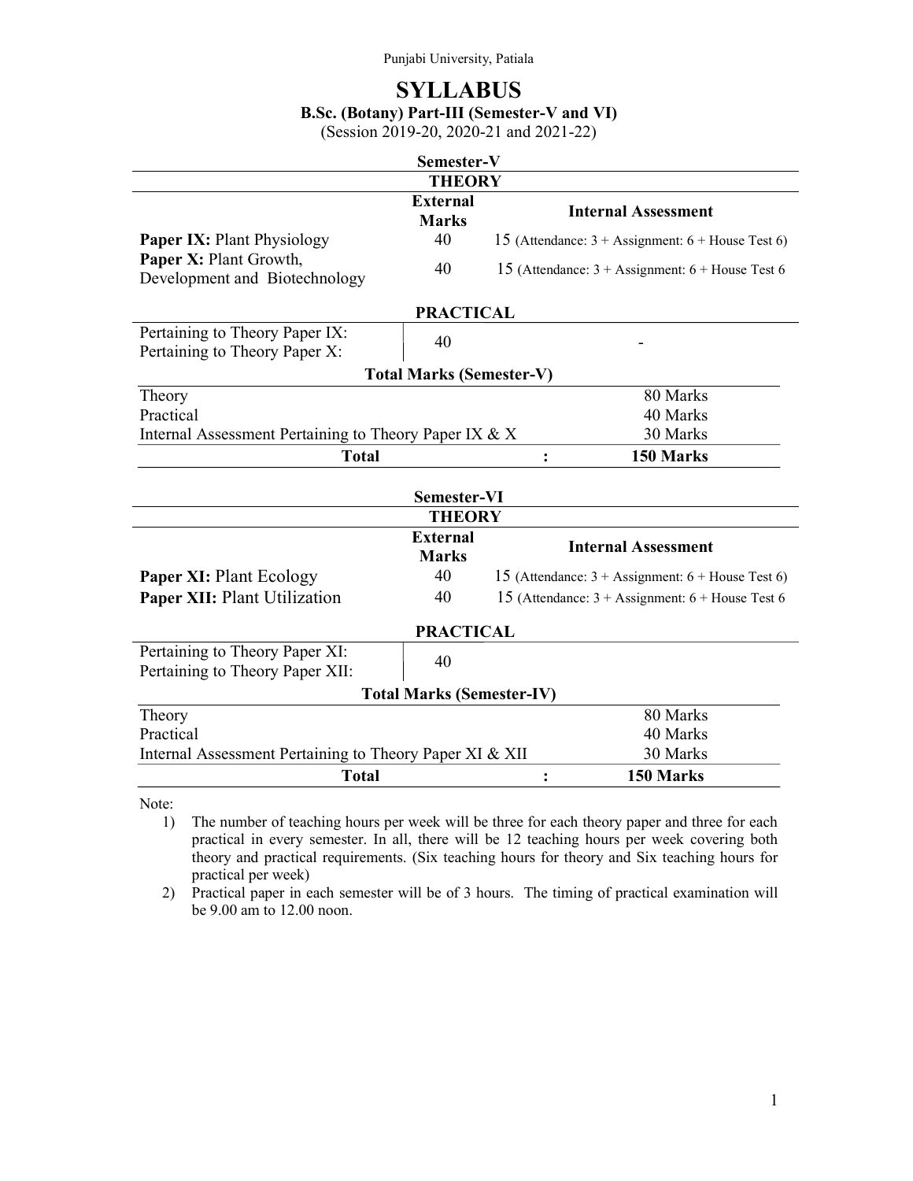Punjabi University, Patiala

# SYLLABUS

## B.Sc. (Botany) Part-III (Semester-V and VI)

(Session 2019-20, 2020-21 and 2021-22)

### Semester-V

**THEORY**

| | External Marks | Internal Assessment |
|---|---|---|
| **Paper IX:** Plant Physiology | 40 | 15 (Attendance: 3 + Assignment: 6 + House Test 6) |
| **Paper X:** Plant Growth, Development and Biotechnology | 40 | 15 (Attendance: 3 + Assignment: 6 + House Test 6 |

**PRACTICAL**

| | | |
|---|---|---|
| Pertaining to Theory Paper IX: Pertaining to Theory Paper X: | 40 | - |

**Total Marks (Semester-V)**

| | | |
|---|---|---|
| Theory | | 80 Marks |
| Practical | | 40 Marks |
| Internal Assessment Pertaining to Theory Paper IX & X | | 30 Marks |
| **Total** | : | **150 Marks** |

### Semester-VI

**THEORY**

| | External Marks | Internal Assessment |
|---|---|---|
| **Paper XI:** Plant Ecology | 40 | 15 (Attendance: 3 + Assignment: 6 + House Test 6) |
| **Paper XII:** Plant Utilization | 40 | 15 (Attendance: 3 + Assignment: 6 + House Test 6 |

**PRACTICAL**

| | |
|---|---|
| Pertaining to Theory Paper XI: Pertaining to Theory Paper XII: | 40 |

**Total Marks (Semester-IV)**

| | | |
|---|---|---|
| Theory | | 80 Marks |
| Practical | | 40 Marks |
| Internal Assessment Pertaining to Theory Paper XI & XII | | 30 Marks |
| **Total** | : | **150 Marks** |

Note:

1) The number of teaching hours per week will be three for each theory paper and three for each practical in every semester. In all, there will be 12 teaching hours per week covering both theory and practical requirements. (Six teaching hours for theory and Six teaching hours for practical per week)
2) Practical paper in each semester will be of 3 hours. The timing of practical examination will be 9.00 am to 12.00 noon.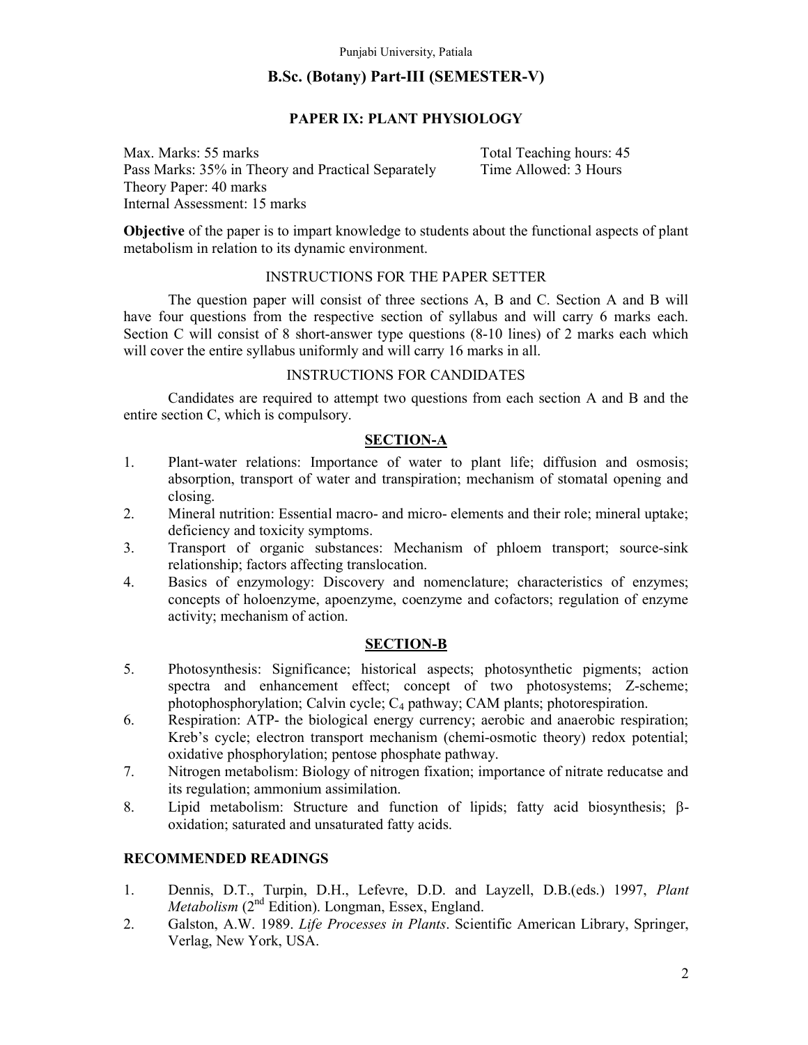Punjabi University, Patiala

## B.Sc. (Botany) Part-III (SEMESTER-V)

### PAPER IX: PLANT PHYSIOLOGY

Max. Marks: 55 marks
Pass Marks: 35% in Theory and Practical Separately
Theory Paper: 40 marks
Internal Assessment: 15 marks

Total Teaching hours: 45
Time Allowed: 3 Hours

**Objective** of the paper is to impart knowledge to students about the functional aspects of plant metabolism in relation to its dynamic environment.

INSTRUCTIONS FOR THE PAPER SETTER

The question paper will consist of three sections A, B and C. Section A and B will have four questions from the respective section of syllabus and will carry 6 marks each. Section C will consist of 8 short-answer type questions (8-10 lines) of 2 marks each which will cover the entire syllabus uniformly and will carry 16 marks in all.

INSTRUCTIONS FOR CANDIDATES

Candidates are required to attempt two questions from each section A and B and the entire section C, which is compulsory.

### SECTION-A

1. Plant-water relations: Importance of water to plant life; diffusion and osmosis; absorption, transport of water and transpiration; mechanism of stomatal opening and closing.
2. Mineral nutrition: Essential macro- and micro- elements and their role; mineral uptake; deficiency and toxicity symptoms.
3. Transport of organic substances: Mechanism of phloem transport; source-sink relationship; factors affecting translocation.
4. Basics of enzymology: Discovery and nomenclature; characteristics of enzymes; concepts of holoenzyme, apoenzyme, coenzyme and cofactors; regulation of enzyme activity; mechanism of action.

### SECTION-B

5. Photosynthesis: Significance; historical aspects; photosynthetic pigments; action spectra and enhancement effect; concept of two photosystems; Z-scheme; photophosphorylation; Calvin cycle; $C_4$ pathway; CAM plants; photorespiration.
6. Respiration: ATP- the biological energy currency; aerobic and anaerobic respiration; Kreb's cycle; electron transport mechanism (chemi-osmotic theory) redox potential; oxidative phosphorylation; pentose phosphate pathway.
7. Nitrogen metabolism: Biology of nitrogen fixation; importance of nitrate reducatse and its regulation; ammonium assimilation.
8. Lipid metabolism: Structure and function of lipids; fatty acid biosynthesis; $\beta$-oxidation; saturated and unsaturated fatty acids.

### RECOMMENDED READINGS

1. Dennis, D.T., Turpin, D.H., Lefevre, D.D. and Layzell, D.B.(eds.) 1997, *Plant Metabolism* (2nd Edition). Longman, Essex, England.
2. Galston, A.W. 1989. *Life Processes in Plants*. Scientific American Library, Springer, Verlag, New York, USA.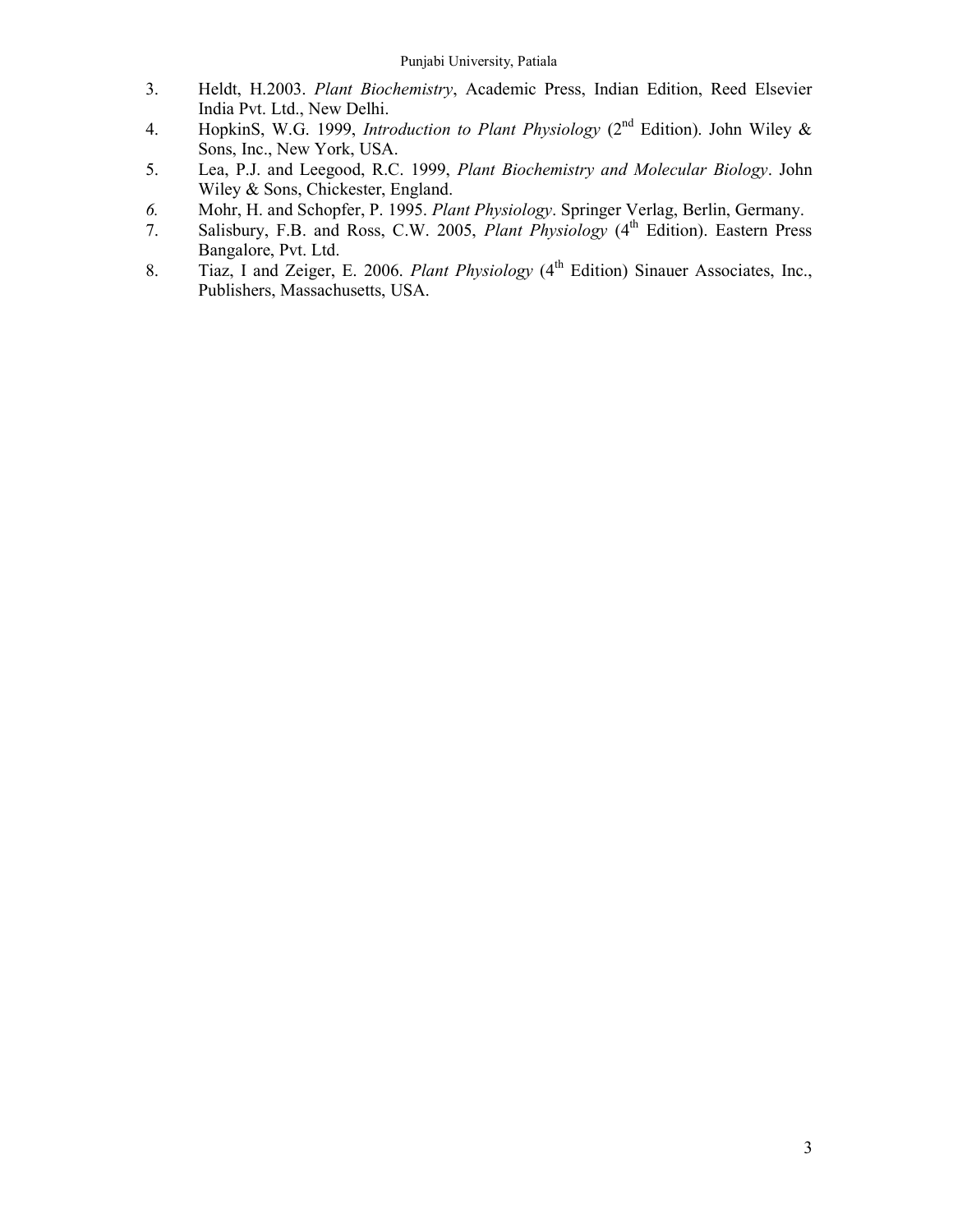3. Heldt, H.2003. *Plant Biochemistry*, Academic Press, Indian Edition, Reed Elsevier India Pvt. Ltd., New Delhi.
4. HopkinS, W.G. 1999, *Introduction to Plant Physiology* (2nd Edition). John Wiley & Sons, Inc., New York, USA.
5. Lea, P.J. and Leegood, R.C. 1999, *Plant Biochemistry and Molecular Biology*. John Wiley & Sons, Chickester, England.
6. Mohr, H. and Schopfer, P. 1995. *Plant Physiology*. Springer Verlag, Berlin, Germany.
7. Salisbury, F.B. and Ross, C.W. 2005, *Plant Physiology* (4th Edition). Eastern Press Bangalore, Pvt. Ltd.
8. Tiaz, I and Zeiger, E. 2006. *Plant Physiology* (4th Edition) Sinauer Associates, Inc., Publishers, Massachusetts, USA.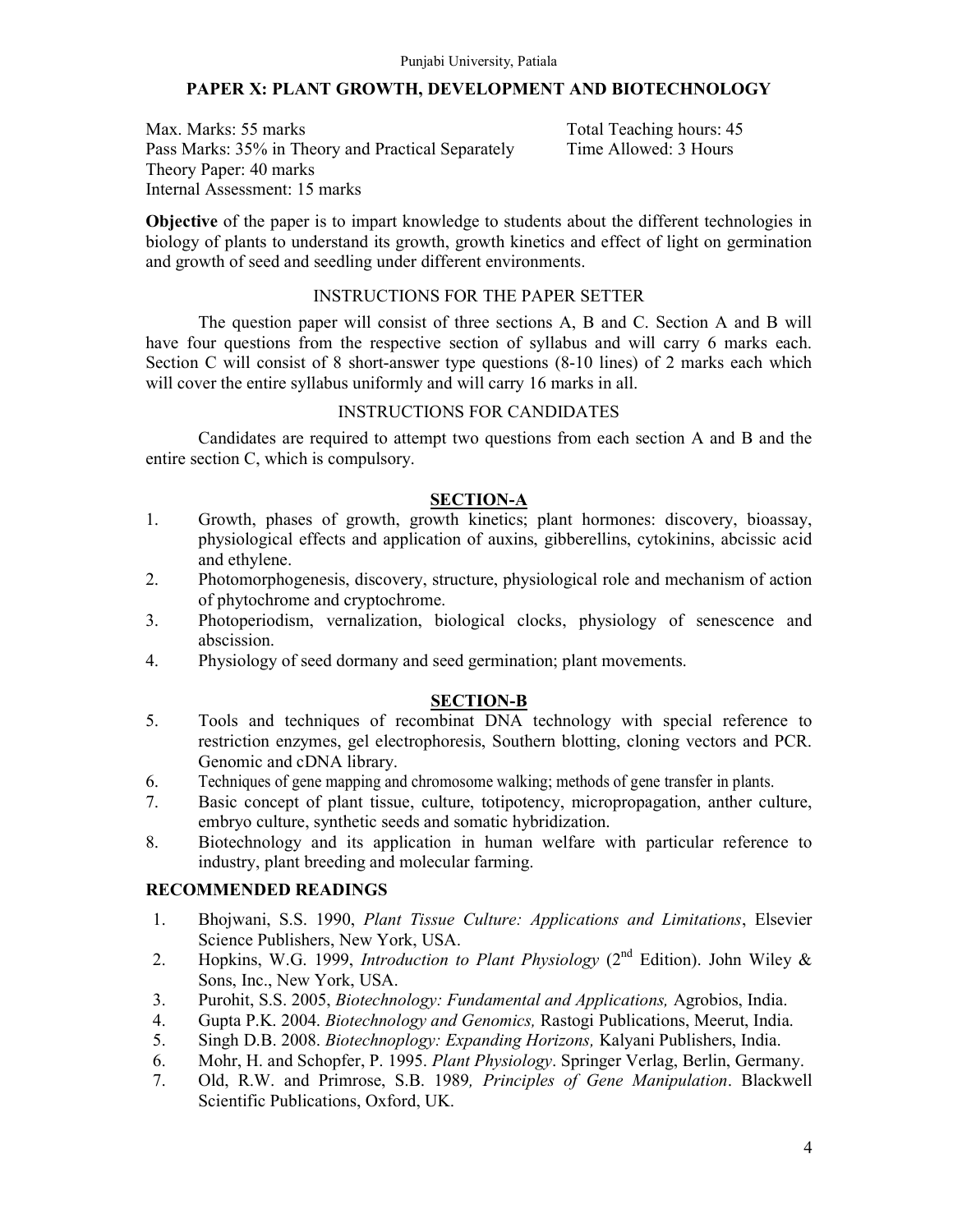# PAPER X: PLANT GROWTH, DEVELOPMENT AND BIOTECHNOLOGY

Max. Marks: 55 marks  
Pass Marks: 35% in Theory and Practical Separately  
Theory Paper: 40 marks  
Internal Assessment: 15 marks

Total Teaching hours: 45  
Time Allowed: 3 Hours

**Objective** of the paper is to impart knowledge to students about the different technologies in biology of plants to understand its growth, growth kinetics and effect of light on germination and growth of seed and seedling under different environments.

## INSTRUCTIONS FOR THE PAPER SETTER

The question paper will consist of three sections A, B and C. Section A and B will have four questions from the respective section of syllabus and will carry 6 marks each. Section C will consist of 8 short-answer type questions (8-10 lines) of 2 marks each which will cover the entire syllabus uniformly and will carry 16 marks in all.

## INSTRUCTIONS FOR CANDIDATES

Candidates are required to attempt two questions from each section A and B and the entire section C, which is compulsory.

## SECTION-A

1. Growth, phases of growth, growth kinetics; plant hormones: discovery, bioassay, physiological effects and application of auxins, gibberellins, cytokinins, abcissic acid and ethylene.
2. Photomorphogenesis, discovery, structure, physiological role and mechanism of action of phytochrome and cryptochrome.
3. Photoperiodism, vernalization, biological clocks, physiology of senescence and abscission.
4. Physiology of seed dormany and seed germination; plant movements.

## SECTION-B

5. Tools and techniques of recombinat DNA technology with special reference to restriction enzymes, gel electrophoresis, Southern blotting, cloning vectors and PCR. Genomic and cDNA library.
6. Techniques of gene mapping and chromosome walking; methods of gene transfer in plants.
7. Basic concept of plant tissue, culture, totipotency, micropropagation, anther culture, embryo culture, synthetic seeds and somatic hybridization.
8. Biotechnology and its application in human welfare with particular reference to industry, plant breeding and molecular farming.

## RECOMMENDED READINGS

1. Bhojwani, S.S. 1990, *Plant Tissue Culture: Applications and Limitations*, Elsevier Science Publishers, New York, USA.
2. Hopkins, W.G. 1999, *Introduction to Plant Physiology* (2nd Edition). John Wiley & Sons, Inc., New York, USA.
3. Purohit, S.S. 2005, *Biotechnology: Fundamental and Applications,* Agrobios, India.
4. Gupta P.K. 2004. *Biotechnology and Genomics,* Rastogi Publications, Meerut, India.
5. Singh D.B. 2008. *Biotechnoplogy: Expanding Horizons,* Kalyani Publishers, India.
6. Mohr, H. and Schopfer, P. 1995. *Plant Physiology*. Springer Verlag, Berlin, Germany.
7. Old, R.W. and Primrose, S.B. 1989*, Principles of Gene Manipulation*. Blackwell Scientific Publications, Oxford, UK.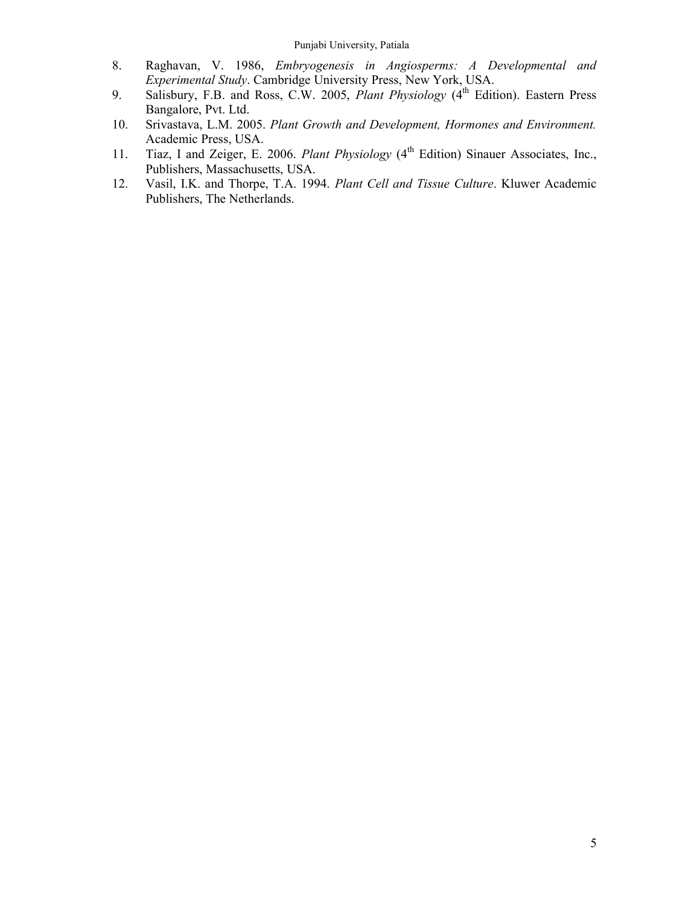8. Raghavan, V. 1986, *Embryogenesis in Angiosperms: A Developmental and Experimental Study*. Cambridge University Press, New York, USA.
9. Salisbury, F.B. and Ross, C.W. 2005, *Plant Physiology* (4th Edition). Eastern Press Bangalore, Pvt. Ltd.
10. Srivastava, L.M. 2005. *Plant Growth and Development, Hormones and Environment.* Academic Press, USA.
11. Tiaz, I and Zeiger, E. 2006. *Plant Physiology* (4th Edition) Sinauer Associates, Inc., Publishers, Massachusetts, USA.
12. Vasil, I.K. and Thorpe, T.A. 1994. *Plant Cell and Tissue Culture*. Kluwer Academic Publishers, The Netherlands.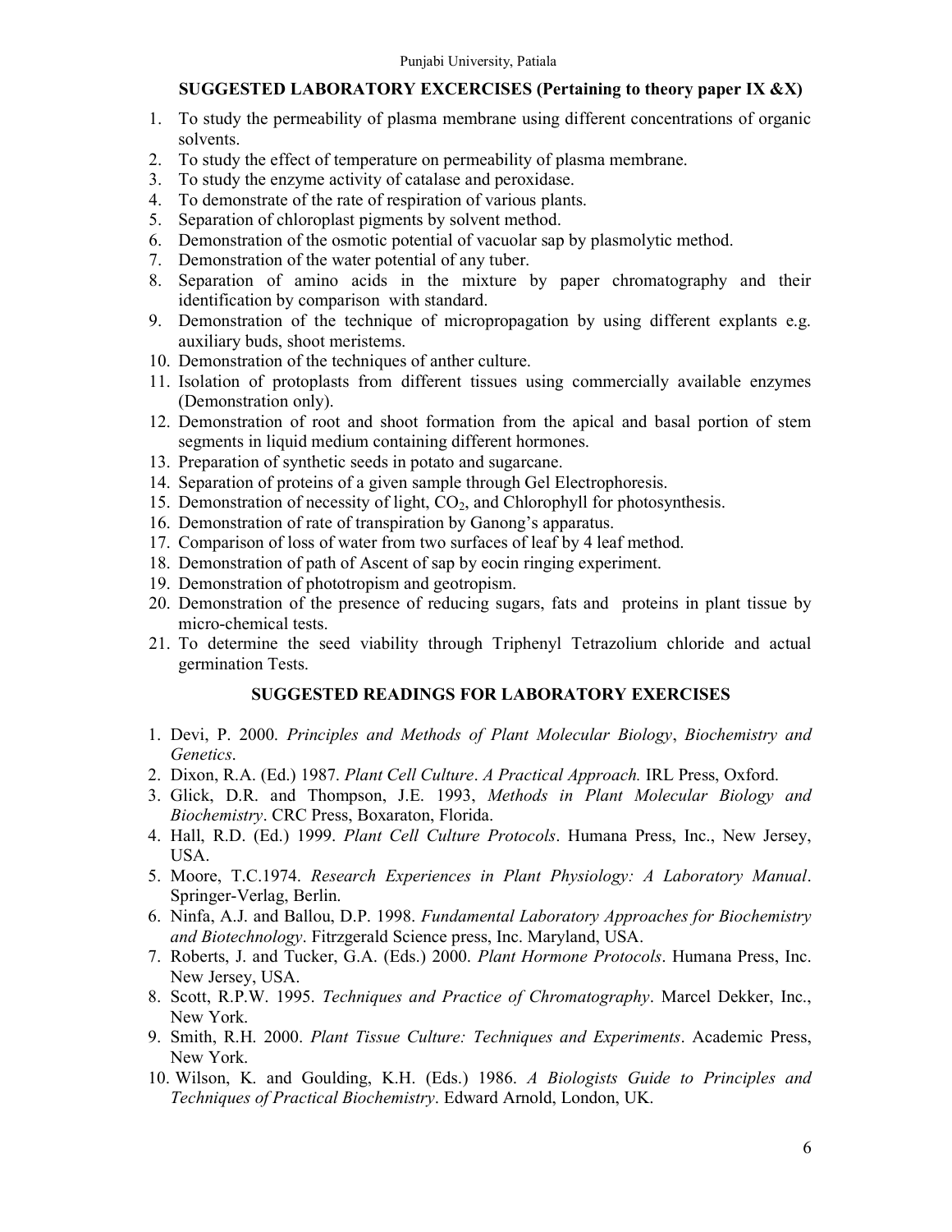## SUGGESTED LABORATORY EXCERCISES (Pertaining to theory paper IX &X)

1. To study the permeability of plasma membrane using different concentrations of organic solvents.
2. To study the effect of temperature on permeability of plasma membrane.
3. To study the enzyme activity of catalase and peroxidase.
4. To demonstrate of the rate of respiration of various plants.
5. Separation of chloroplast pigments by solvent method.
6. Demonstration of the osmotic potential of vacuolar sap by plasmolytic method.
7. Demonstration of the water potential of any tuber.
8. Separation of amino acids in the mixture by paper chromatography and their identification by comparison with standard.
9. Demonstration of the technique of micropropagation by using different explants e.g. auxiliary buds, shoot meristems.
10. Demonstration of the techniques of anther culture.
11. Isolation of protoplasts from different tissues using commercially available enzymes (Demonstration only).
12. Demonstration of root and shoot formation from the apical and basal portion of stem segments in liquid medium containing different hormones.
13. Preparation of synthetic seeds in potato and sugarcane.
14. Separation of proteins of a given sample through Gel Electrophoresis.
15. Demonstration of necessity of light, $CO_2$, and Chlorophyll for photosynthesis.
16. Demonstration of rate of transpiration by Ganong's apparatus.
17. Comparison of loss of water from two surfaces of leaf by 4 leaf method.
18. Demonstration of path of Ascent of sap by eocin ringing experiment.
19. Demonstration of phototropism and geotropism.
20. Demonstration of the presence of reducing sugars, fats and proteins in plant tissue by micro-chemical tests.
21. To determine the seed viability through Triphenyl Tetrazolium chloride and actual germination Tests.

## SUGGESTED READINGS FOR LABORATORY EXERCISES

1. Devi, P. 2000. *Principles and Methods of Plant Molecular Biology*, *Biochemistry and Genetics*.
2. Dixon, R.A. (Ed.) 1987. *Plant Cell Culture*. *A Practical Approach.* IRL Press, Oxford.
3. Glick, D.R. and Thompson, J.E. 1993, *Methods in Plant Molecular Biology and Biochemistry*. CRC Press, Boxaraton, Florida.
4. Hall, R.D. (Ed.) 1999. *Plant Cell Culture Protocols*. Humana Press, Inc., New Jersey, USA.
5. Moore, T.C.1974. *Research Experiences in Plant Physiology: A Laboratory Manual*. Springer-Verlag, Berlin.
6. Ninfa, A.J. and Ballou, D.P. 1998. *Fundamental Laboratory Approaches for Biochemistry and Biotechnology*. Fitrzgerald Science press, Inc. Maryland, USA.
7. Roberts, J. and Tucker, G.A. (Eds.) 2000. *Plant Hormone Protocols*. Humana Press, Inc. New Jersey, USA.
8. Scott, R.P.W. 1995. *Techniques and Practice of Chromatography*. Marcel Dekker, Inc., New York.
9. Smith, R.H. 2000. *Plant Tissue Culture: Techniques and Experiments*. Academic Press, New York.
10. Wilson, K. and Goulding, K.H. (Eds.) 1986. *A Biologists Guide to Principles and Techniques of Practical Biochemistry*. Edward Arnold, London, UK.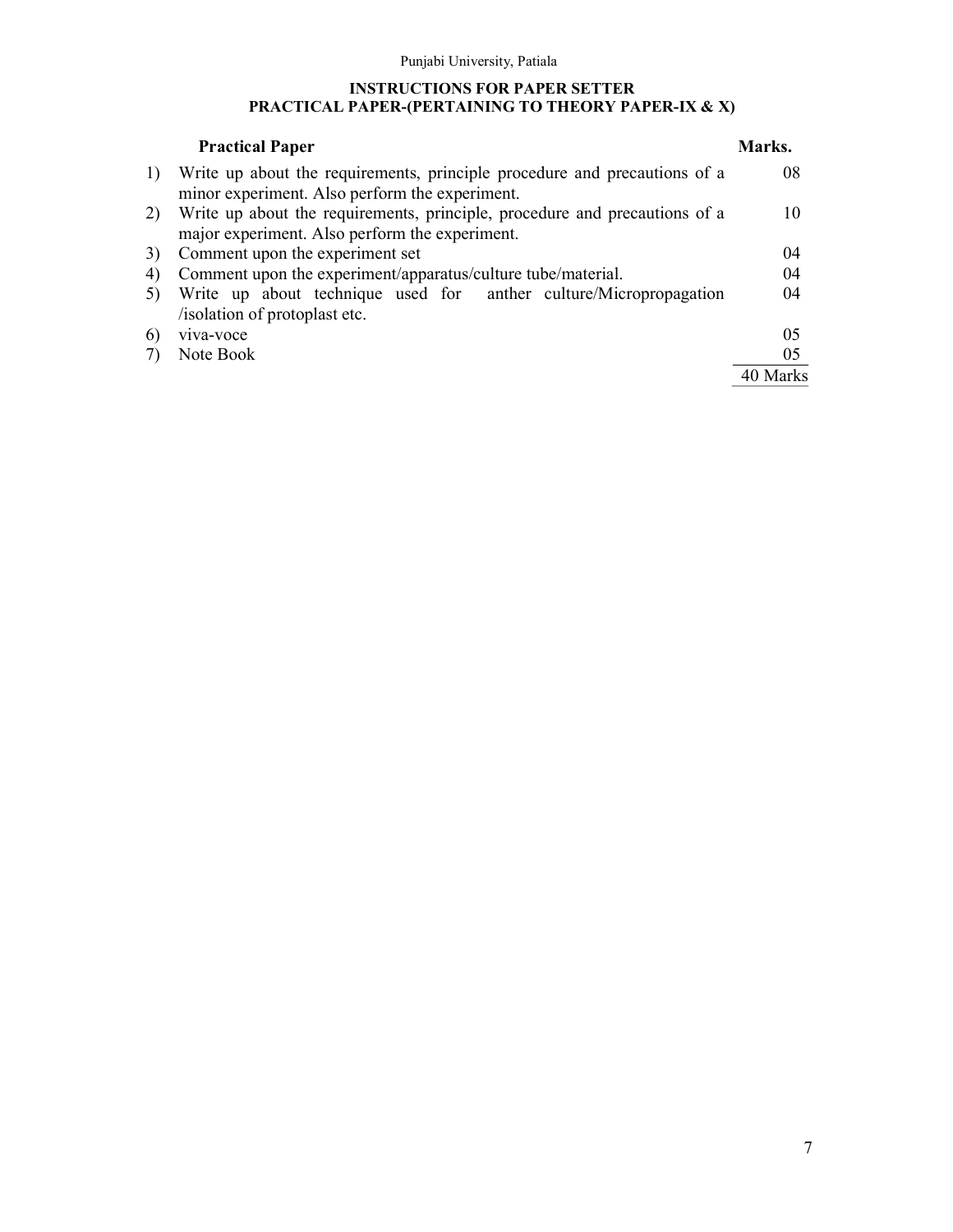## INSTRUCTIONS FOR PAPER SETTER
## PRACTICAL PAPER-(PERTAINING TO THEORY PAPER-IX & X)

| | Practical Paper | Marks. |
|---|---|---|
| 1) | Write up about the requirements, principle procedure and precautions of a minor experiment. Also perform the experiment. | 08 |
| 2) | Write up about the requirements, principle, procedure and precautions of a major experiment. Also perform the experiment. | 10 |
| 3) | Comment upon the experiment set | 04 |
| 4) | Comment upon the experiment/apparatus/culture tube/material. | 04 |
| 5) | Write up about technique used for anther culture/Micropropagation /isolation of protoplast etc. | 04 |
| 6) | viva-voce | 05 |
| 7) | Note Book | 05 |
| | | 40 Marks |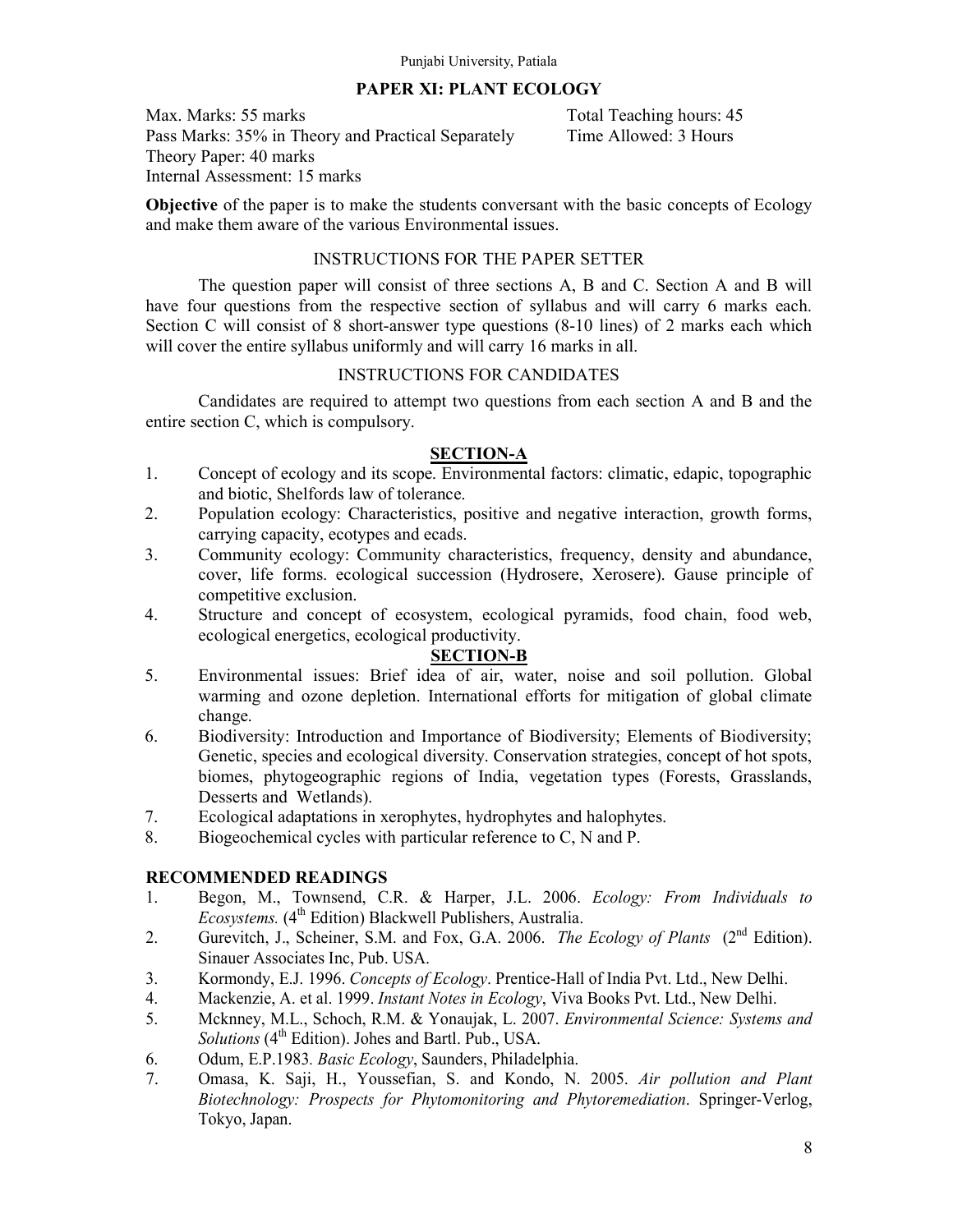## PAPER XI: PLANT ECOLOGY

Max. Marks: 55 marks  
Pass Marks: 35% in Theory and Practical Separately  
Theory Paper: 40 marks  
Internal Assessment: 15 marks

Total Teaching hours: 45  
Time Allowed: 3 Hours

**Objective** of the paper is to make the students conversant with the basic concepts of Ecology and make them aware of the various Environmental issues.

### INSTRUCTIONS FOR THE PAPER SETTER

The question paper will consist of three sections A, B and C. Section A and B will have four questions from the respective section of syllabus and will carry 6 marks each. Section C will consist of 8 short-answer type questions (8-10 lines) of 2 marks each which will cover the entire syllabus uniformly and will carry 16 marks in all.

### INSTRUCTIONS FOR CANDIDATES

Candidates are required to attempt two questions from each section A and B and the entire section C, which is compulsory.

### SECTION-A

1. Concept of ecology and its scope. Environmental factors: climatic, edapic, topographic and biotic, Shelfords law of tolerance.
2. Population ecology: Characteristics, positive and negative interaction, growth forms, carrying capacity, ecotypes and ecads.
3. Community ecology: Community characteristics, frequency, density and abundance, cover, life forms. ecological succession (Hydrosere, Xerosere). Gause principle of competitive exclusion.
4. Structure and concept of ecosystem, ecological pyramids, food chain, food web, ecological energetics, ecological productivity.

### SECTION-B

5. Environmental issues: Brief idea of air, water, noise and soil pollution. Global warming and ozone depletion. International efforts for mitigation of global climate change.
6. Biodiversity: Introduction and Importance of Biodiversity; Elements of Biodiversity; Genetic, species and ecological diversity. Conservation strategies, concept of hot spots, biomes, phytogeographic regions of India, vegetation types (Forests, Grasslands, Desserts and Wetlands).
7. Ecological adaptations in xerophytes, hydrophytes and halophytes.
8. Biogeochemical cycles with particular reference to C, N and P.

### RECOMMENDED READINGS

1. Begon, M., Townsend, C.R. & Harper, J.L. 2006. *Ecology: From Individuals to Ecosystems.* (4th Edition) Blackwell Publishers, Australia.
2. Gurevitch, J., Scheiner, S.M. and Fox, G.A. 2006. *The Ecology of Plants* (2nd Edition). Sinauer Associates Inc, Pub. USA.
3. Kormondy, E.J. 1996. *Concepts of Ecology*. Prentice-Hall of India Pvt. Ltd., New Delhi.
4. Mackenzie, A. et al. 1999. *Instant Notes in Ecology*, Viva Books Pvt. Ltd., New Delhi.
5. Mcknney, M.L., Schoch, R.M. & Yonaujak, L. 2007. *Environmental Science: Systems and Solutions* (4th Edition). Johes and Bartl. Pub., USA.
6. Odum, E.P.1983. *Basic Ecology*, Saunders, Philadelphia.
7. Omasa, K. Saji, H., Youssefian, S. and Kondo, N. 2005. *Air pollution and Plant Biotechnology: Prospects for Phytomonitoring and Phytoremediation*. Springer-Verlog, Tokyo, Japan.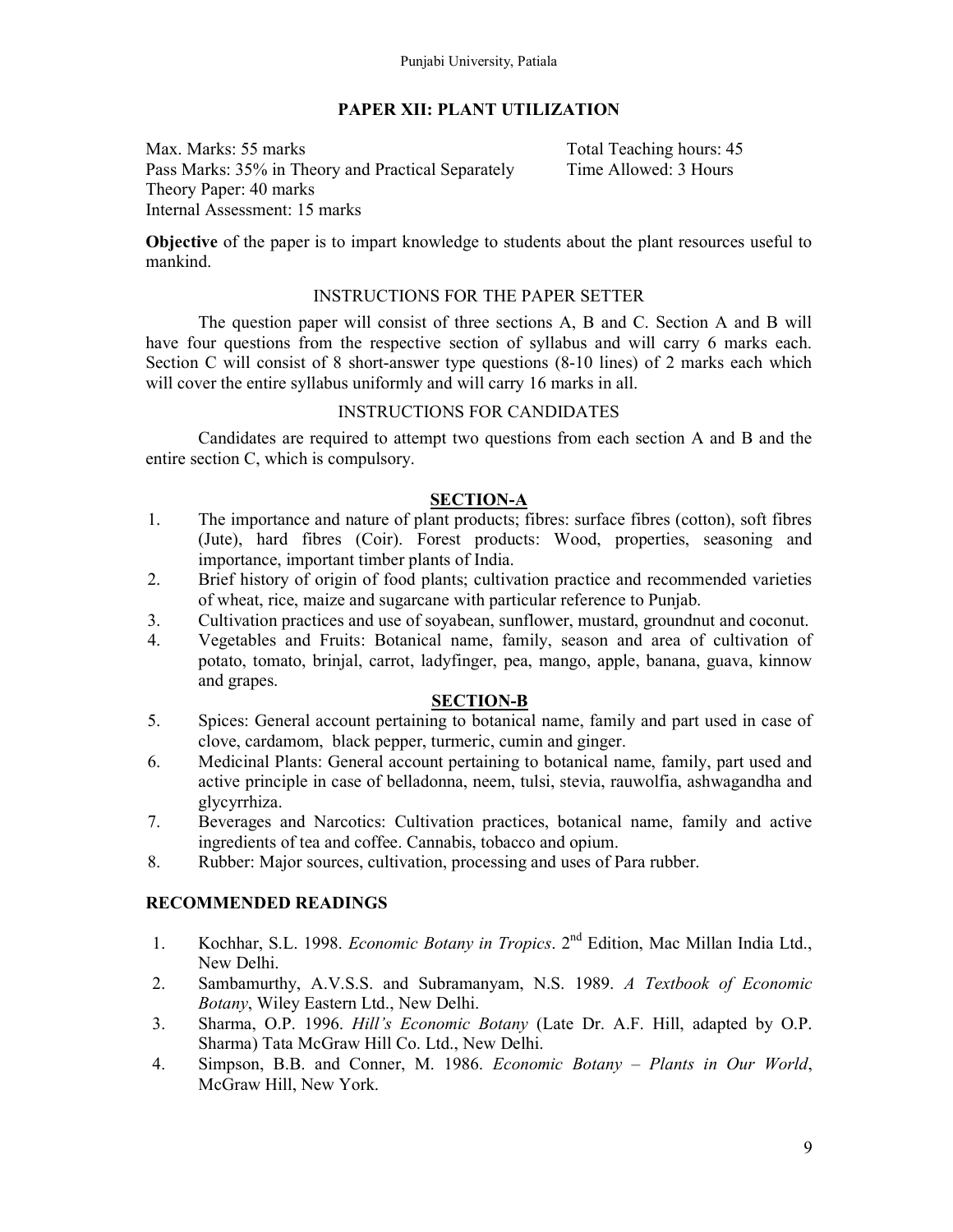## PAPER XII: PLANT UTILIZATION

Max. Marks: 55 marks
Pass Marks: 35% in Theory and Practical Separately
Theory Paper: 40 marks
Internal Assessment: 15 marks

Total Teaching hours: 45
Time Allowed: 3 Hours

**Objective** of the paper is to impart knowledge to students about the plant resources useful to mankind.

### INSTRUCTIONS FOR THE PAPER SETTER

The question paper will consist of three sections A, B and C. Section A and B will have four questions from the respective section of syllabus and will carry 6 marks each. Section C will consist of 8 short-answer type questions (8-10 lines) of 2 marks each which will cover the entire syllabus uniformly and will carry 16 marks in all.

### INSTRUCTIONS FOR CANDIDATES

Candidates are required to attempt two questions from each section A and B and the entire section C, which is compulsory.

### SECTION-A

1. The importance and nature of plant products; fibres: surface fibres (cotton), soft fibres (Jute), hard fibres (Coir). Forest products: Wood, properties, seasoning and importance, important timber plants of India.
2. Brief history of origin of food plants; cultivation practice and recommended varieties of wheat, rice, maize and sugarcane with particular reference to Punjab.
3. Cultivation practices and use of soyabean, sunflower, mustard, groundnut and coconut.
4. Vegetables and Fruits: Botanical name, family, season and area of cultivation of potato, tomato, brinjal, carrot, ladyfinger, pea, mango, apple, banana, guava, kinnow and grapes.

### SECTION-B

5. Spices: General account pertaining to botanical name, family and part used in case of clove, cardamom, black pepper, turmeric, cumin and ginger.
6. Medicinal Plants: General account pertaining to botanical name, family, part used and active principle in case of belladonna, neem, tulsi, stevia, rauwolfia, ashwagandha and glycyrrhiza.
7. Beverages and Narcotics: Cultivation practices, botanical name, family and active ingredients of tea and coffee. Cannabis, tobacco and opium.
8. Rubber: Major sources, cultivation, processing and uses of Para rubber.

### RECOMMENDED READINGS

1. Kochhar, S.L. 1998. *Economic Botany in Tropics*. 2nd Edition, Mac Millan India Ltd., New Delhi.
2. Sambamurthy, A.V.S.S. and Subramanyam, N.S. 1989. *A Textbook of Economic Botany*, Wiley Eastern Ltd., New Delhi.
3. Sharma, O.P. 1996. *Hill's Economic Botany* (Late Dr. A.F. Hill, adapted by O.P. Sharma) Tata McGraw Hill Co. Ltd., New Delhi.
4. Simpson, B.B. and Conner, M. 1986. *Economic Botany – Plants in Our World*, McGraw Hill, New York.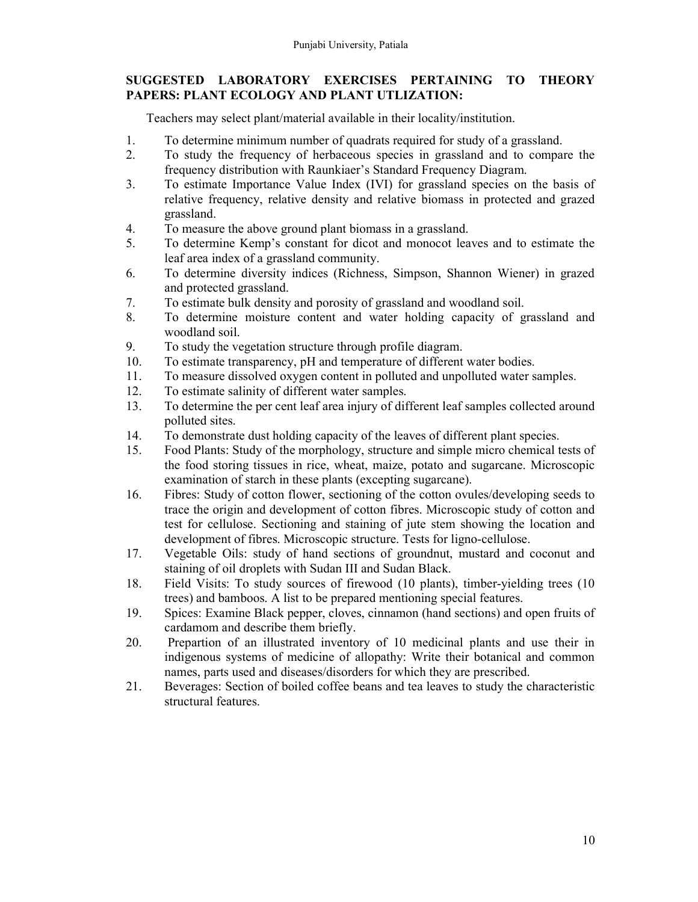**SUGGESTED LABORATORY EXERCISES PERTAINING TO THEORY PAPERS: PLANT ECOLOGY AND PLANT UTLIZATION:**

Teachers may select plant/material available in their locality/institution.

1. To determine minimum number of quadrats required for study of a grassland.
2. To study the frequency of herbaceous species in grassland and to compare the frequency distribution with Raunkiaer's Standard Frequency Diagram.
3. To estimate Importance Value Index (IVI) for grassland species on the basis of relative frequency, relative density and relative biomass in protected and grazed grassland.
4. To measure the above ground plant biomass in a grassland.
5. To determine Kemp's constant for dicot and monocot leaves and to estimate the leaf area index of a grassland community.
6. To determine diversity indices (Richness, Simpson, Shannon Wiener) in grazed and protected grassland.
7. To estimate bulk density and porosity of grassland and woodland soil.
8. To determine moisture content and water holding capacity of grassland and woodland soil.
9. To study the vegetation structure through profile diagram.
10. To estimate transparency, pH and temperature of different water bodies.
11. To measure dissolved oxygen content in polluted and unpolluted water samples.
12. To estimate salinity of different water samples.
13. To determine the per cent leaf area injury of different leaf samples collected around polluted sites.
14. To demonstrate dust holding capacity of the leaves of different plant species.
15. Food Plants: Study of the morphology, structure and simple micro chemical tests of the food storing tissues in rice, wheat, maize, potato and sugarcane. Microscopic examination of starch in these plants (excepting sugarcane).
16. Fibres: Study of cotton flower, sectioning of the cotton ovules/developing seeds to trace the origin and development of cotton fibres. Microscopic study of cotton and test for cellulose. Sectioning and staining of jute stem showing the location and development of fibres. Microscopic structure. Tests for ligno-cellulose.
17. Vegetable Oils: study of hand sections of groundnut, mustard and coconut and staining of oil droplets with Sudan III and Sudan Black.
18. Field Visits: To study sources of firewood (10 plants), timber-yielding trees (10 trees) and bamboos. A list to be prepared mentioning special features.
19. Spices: Examine Black pepper, cloves, cinnamon (hand sections) and open fruits of cardamom and describe them briefly.
20. Prepartion of an illustrated inventory of 10 medicinal plants and use their in indigenous systems of medicine of allopathy: Write their botanical and common names, parts used and diseases/disorders for which they are prescribed.
21. Beverages: Section of boiled coffee beans and tea leaves to study the characteristic structural features.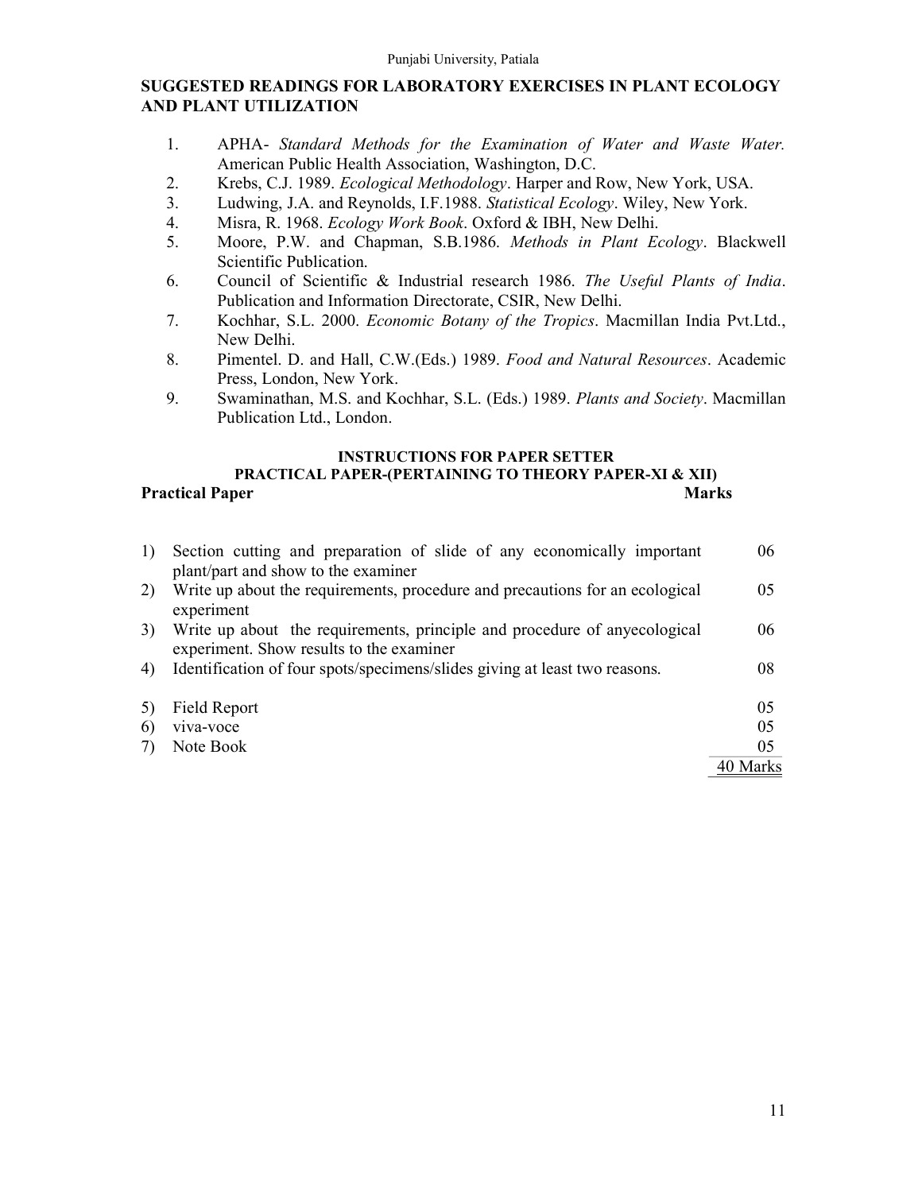## SUGGESTED READINGS FOR LABORATORY EXERCISES IN PLANT ECOLOGY AND PLANT UTILIZATION

1. APHA- *Standard Methods for the Examination of Water and Waste Water.* American Public Health Association, Washington, D.C.
2. Krebs, C.J. 1989. *Ecological Methodology*. Harper and Row, New York, USA.
3. Ludwing, J.A. and Reynolds, I.F.1988. *Statistical Ecology*. Wiley, New York.
4. Misra, R. 1968. *Ecology Work Book*. Oxford & IBH, New Delhi.
5. Moore, P.W. and Chapman, S.B.1986. *Methods in Plant Ecology*. Blackwell Scientific Publication.
6. Council of Scientific & Industrial research 1986. *The Useful Plants of India*. Publication and Information Directorate, CSIR, New Delhi.
7. Kochhar, S.L. 2000. *Economic Botany of the Tropics*. Macmillan India Pvt.Ltd., New Delhi.
8. Pimentel. D. and Hall, C.W.(Eds.) 1989. *Food and Natural Resources*. Academic Press, London, New York.
9. Swaminathan, M.S. and Kochhar, S.L. (Eds.) 1989. *Plants and Society*. Macmillan Publication Ltd., London.

### INSTRUCTIONS FOR PAPER SETTER
### PRACTICAL PAPER-(PERTAINING TO THEORY PAPER-XI & XII)

| | **Practical Paper** | **Marks** |
|---|---|---|
| 1) | Section cutting and preparation of slide of any economically important plant/part and show to the examiner | 06 |
| 2) | Write up about the requirements, procedure and precautions for an ecological experiment | 05 |
| 3) | Write up about the requirements, principle and procedure of anyecological experiment. Show results to the examiner | 06 |
| 4) | Identification of four spots/specimens/slides giving at least two reasons. | 08 |
| 5) | Field Report | 05 |
| 6) | viva-voce | 05 |
| 7) | Note Book | 05 |
| | | 40 Marks |